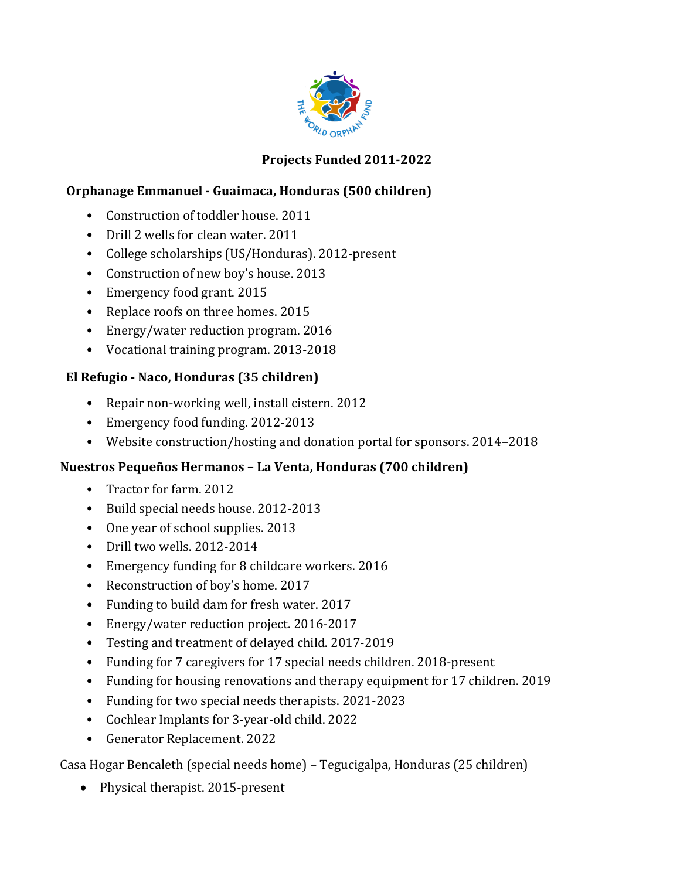# Projects Funded 2011-2022

## Orphanage Emmanuel - Guaimaca, Honduras (500 children)

- Construction of toddler house. 2011
- Drill 2 wells for clean water. 2011
- College scholarships (US/Honduras). 2012-present
- Construction of new boy's house. 2013
- Emergency food grant. 2015
- Replace roofs on three homes. 2015
- Energy/water reduction program. 2016
- Vocational training program. 2013-2018

## El Refugio - Naco, Honduras (35 children)

- Repair non-working well, install cistern. 2012
- Emergency food funding. 2012-2013
- Website construction/hosting and donation portal for sponsors. 2014–2018

## Nuestros Pequeños Hermanos – La Venta, Honduras (700 children)

- Tractor for farm. 2012
- Build special needs house. 2012-2013
- One year of school supplies. 2013
- Drill two wells. 2012-2014
- Emergency funding for 8 childcare workers. 2016
- Reconstruction of boy's home. 2017
- Funding to build dam for fresh water. 2017
- Energy/water reduction project. 2016-2017
- Testing and treatment of delayed child. 2017-2019
- Funding for 7 caregivers for 17 special needs children. 2018-present
- Funding for housing renovations and therapy equipment for 17 children. 2019
- Funding for two special needs therapists. 2021-2023
- Cochlear Implants for 3-year-old child. 2022
- Generator Replacement. 2022

Casa Hogar Bencaleth (special needs home) – Tegucigalpa, Honduras (25 children)

- Physical therapist. 2015-present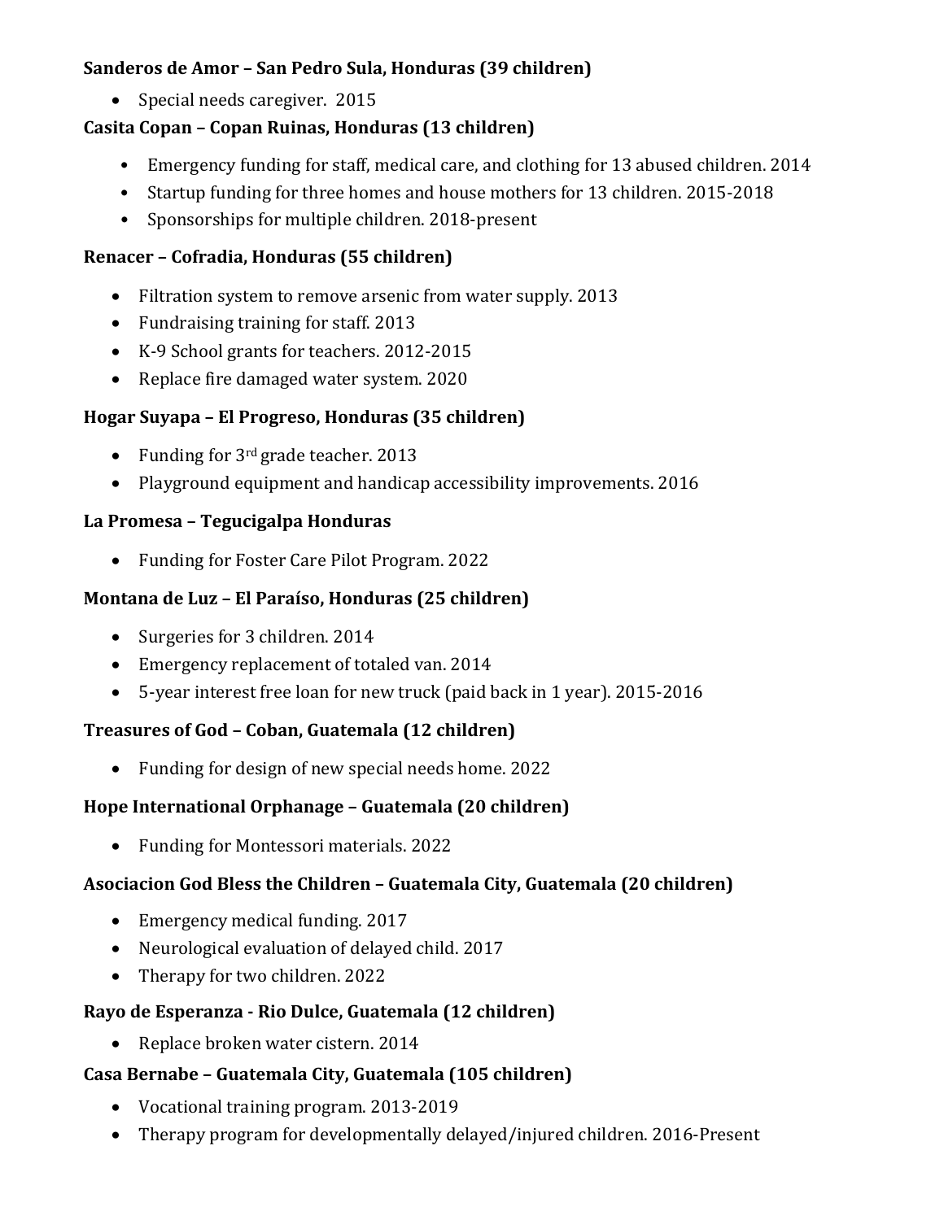**Sanderos de Amor – San Pedro Sula, Honduras (39 children)**

- Special needs caregiver. 2015

**Casita Copan – Copan Ruinas, Honduras (13 children)**

- Emergency funding for staff, medical care, and clothing for 13 abused children. 2014
- Startup funding for three homes and house mothers for 13 children. 2015-2018
- Sponsorships for multiple children. 2018-present

**Renacer – Cofradia, Honduras (55 children)**

- Filtration system to remove arsenic from water supply. 2013
- Fundraising training for staff. 2013
- K-9 School grants for teachers. 2012-2015
- Replace fire damaged water system. 2020

**Hogar Suyapa – El Progreso, Honduras (35 children)**

- Funding for 3rd grade teacher. 2013
- Playground equipment and handicap accessibility improvements. 2016

**La Promesa – Tegucigalpa Honduras**

- Funding for Foster Care Pilot Program. 2022

**Montana de Luz – El Paraíso, Honduras (25 children)**

- Surgeries for 3 children. 2014
- Emergency replacement of totaled van. 2014
- 5-year interest free loan for new truck (paid back in 1 year). 2015-2016

**Treasures of God – Coban, Guatemala (12 children)**

- Funding for design of new special needs home. 2022

**Hope International Orphanage – Guatemala (20 children)**

- Funding for Montessori materials. 2022

**Asociacion God Bless the Children – Guatemala City, Guatemala (20 children)**

- Emergency medical funding. 2017
- Neurological evaluation of delayed child. 2017
- Therapy for two children. 2022

**Rayo de Esperanza - Rio Dulce, Guatemala (12 children)**

- Replace broken water cistern. 2014

**Casa Bernabe – Guatemala City, Guatemala (105 children)**

- Vocational training program. 2013-2019
- Therapy program for developmentally delayed/injured children. 2016-Present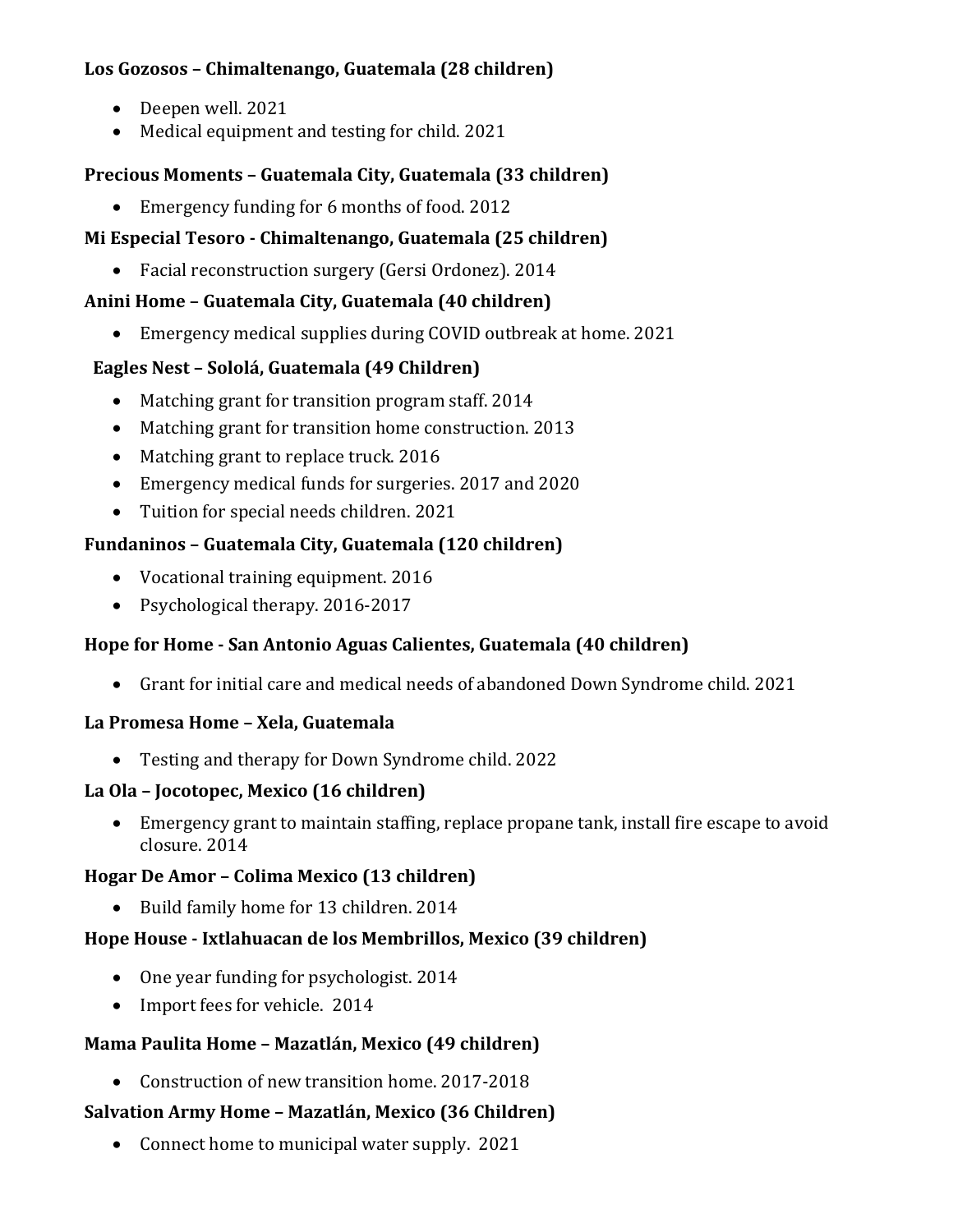**Los Gozosos – Chimaltenango, Guatemala (28 children)**

- Deepen well. 2021
- Medical equipment and testing for child. 2021

**Precious Moments – Guatemala City, Guatemala (33 children)**

- Emergency funding for 6 months of food. 2012

**Mi Especial Tesoro - Chimaltenango, Guatemala (25 children)**

- Facial reconstruction surgery (Gersi Ordonez). 2014

**Anini Home – Guatemala City, Guatemala (40 children)**

- Emergency medical supplies during COVID outbreak at home. 2021

**Eagles Nest – Sololá, Guatemala (49 Children)**

- Matching grant for transition program staff. 2014
- Matching grant for transition home construction. 2013
- Matching grant to replace truck. 2016
- Emergency medical funds for surgeries. 2017 and 2020
- Tuition for special needs children. 2021

**Fundaninos – Guatemala City, Guatemala (120 children)**

- Vocational training equipment. 2016
- Psychological therapy. 2016-2017

**Hope for Home - San Antonio Aguas Calientes, Guatemala (40 children)**

- Grant for initial care and medical needs of abandoned Down Syndrome child. 2021

**La Promesa Home – Xela, Guatemala**

- Testing and therapy for Down Syndrome child. 2022

**La Ola – Jocotopec, Mexico (16 children)**

- Emergency grant to maintain staffing, replace propane tank, install fire escape to avoid closure. 2014

**Hogar De Amor – Colima Mexico (13 children)**

- Build family home for 13 children. 2014

**Hope House - Ixtlahuacan de los Membrillos, Mexico (39 children)**

- One year funding for psychologist. 2014
- Import fees for vehicle. 2014

**Mama Paulita Home – Mazatlán, Mexico (49 children)**

- Construction of new transition home. 2017-2018

**Salvation Army Home – Mazatlán, Mexico (36 Children)**

- Connect home to municipal water supply. 2021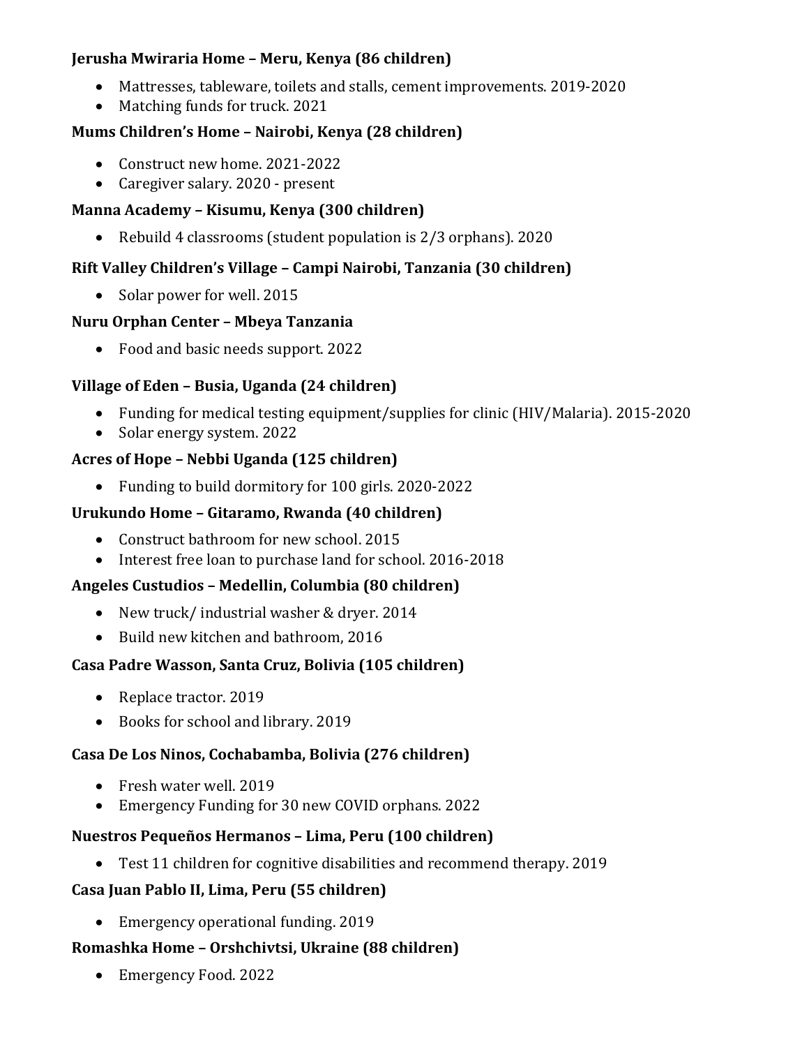**Jerusha Mwiraria Home – Meru, Kenya (86 children)**

- Mattresses, tableware, toilets and stalls, cement improvements. 2019-2020
- Matching funds for truck. 2021

**Mums Children's Home – Nairobi, Kenya (28 children)**

- Construct new home. 2021-2022
- Caregiver salary. 2020 - present

**Manna Academy – Kisumu, Kenya (300 children)**

- Rebuild 4 classrooms (student population is 2/3 orphans). 2020

**Rift Valley Children's Village – Campi Nairobi, Tanzania (30 children)**

- Solar power for well. 2015

**Nuru Orphan Center – Mbeya Tanzania**

- Food and basic needs support. 2022

**Village of Eden – Busia, Uganda (24 children)**

- Funding for medical testing equipment/supplies for clinic (HIV/Malaria). 2015-2020
- Solar energy system. 2022

**Acres of Hope – Nebbi Uganda (125 children)**

- Funding to build dormitory for 100 girls. 2020-2022

**Urukundo Home – Gitaramo, Rwanda (40 children)**

- Construct bathroom for new school. 2015
- Interest free loan to purchase land for school. 2016-2018

**Angeles Custudios – Medellin, Columbia (80 children)**

- New truck/ industrial washer & dryer. 2014
- Build new kitchen and bathroom, 2016

**Casa Padre Wasson, Santa Cruz, Bolivia (105 children)**

- Replace tractor. 2019
- Books for school and library. 2019

**Casa De Los Ninos, Cochabamba, Bolivia (276 children)**

- Fresh water well. 2019
- Emergency Funding for 30 new COVID orphans. 2022

**Nuestros Pequeños Hermanos – Lima, Peru (100 children)**

- Test 11 children for cognitive disabilities and recommend therapy. 2019

**Casa Juan Pablo II, Lima, Peru (55 children)**

- Emergency operational funding. 2019

**Romashka Home – Orshchivtsi, Ukraine (88 children)**

- Emergency Food. 2022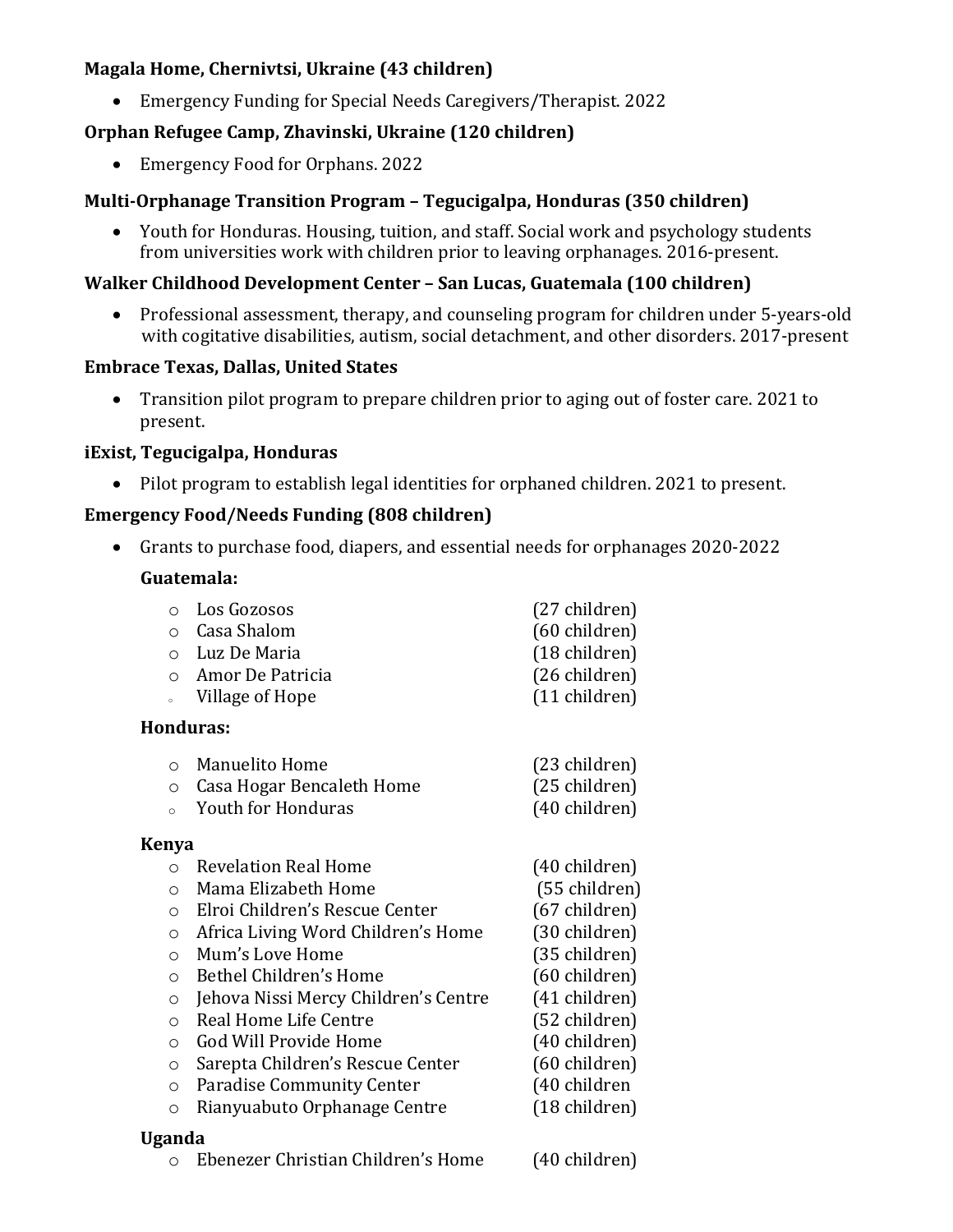**Magala Home, Chernivtsi, Ukraine (43 children)**

- Emergency Funding for Special Needs Caregivers/Therapist. 2022

**Orphan Refugee Camp, Zhavinski, Ukraine (120 children)**

- Emergency Food for Orphans. 2022

**Multi-Orphanage Transition Program – Tegucigalpa, Honduras (350 children)**

- Youth for Honduras. Housing, tuition, and staff. Social work and psychology students from universities work with children prior to leaving orphanages. 2016-present.

**Walker Childhood Development Center – San Lucas, Guatemala (100 children)**

- Professional assessment, therapy, and counseling program for children under 5-years-old with cogitative disabilities, autism, social detachment, and other disorders. 2017-present

**Embrace Texas, Dallas, United States**

- Transition pilot program to prepare children prior to aging out of foster care. 2021 to present.

**iExist, Tegucigalpa, Honduras**

- Pilot program to establish legal identities for orphaned children. 2021 to present.

**Emergency Food/Needs Funding (808 children)**

- Grants to purchase food, diapers, and essential needs for orphanages 2020-2022

  **Guatemala:**

  - Los Gozosos (27 children)
  - Casa Shalom (60 children)
  - Luz De Maria (18 children)
  - Amor De Patricia (26 children)
  - Village of Hope (11 children)

  **Honduras:**

  - Manuelito Home (23 children)
  - Casa Hogar Bencaleth Home (25 children)
  - Youth for Honduras (40 children)

  **Kenya**

  - Revelation Real Home (40 children)
  - Mama Elizabeth Home (55 children)
  - Elroi Children's Rescue Center (67 children)
  - Africa Living Word Children's Home (30 children)
  - Mum's Love Home (35 children)
  - Bethel Children's Home (60 children)
  - Jehova Nissi Mercy Children's Centre (41 children)
  - Real Home Life Centre (52 children)
  - God Will Provide Home (40 children)
  - Sarepta Children's Rescue Center (60 children)
  - Paradise Community Center (40 children
  - Rianyuabuto Orphanage Centre (18 children)

  **Uganda**

  - Ebenezer Christian Children's Home (40 children)